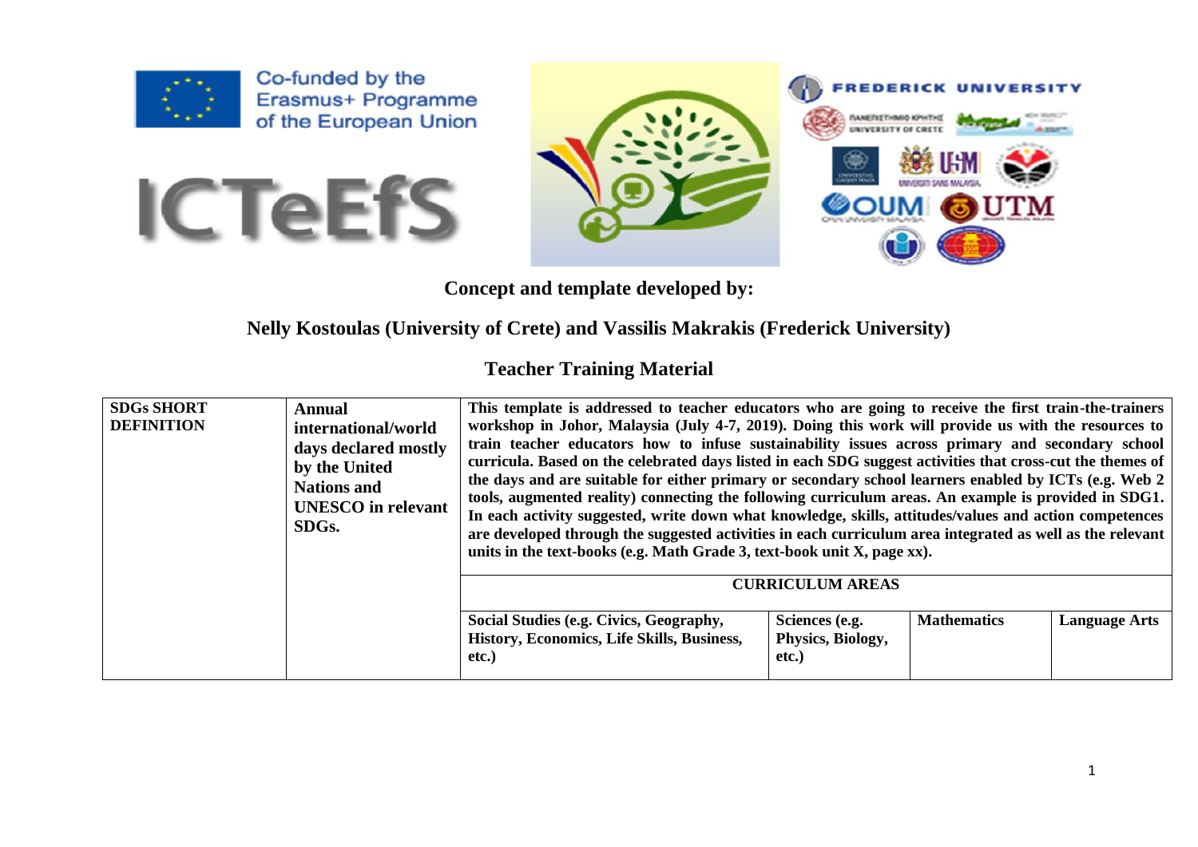Co-funded by the Erasmus+ Programme of the European Union

ICTeEfS

**Concept and template developed by:**

**Nelly Kostoulas (University of Crete) and Vassilis Makrakis (Frederick University)**

## Teacher Training Material

| SDGs SHORT DEFINITION | Annual international/world days declared mostly by the United Nations and UNESCO in relevant SDGs. | This template is addressed to teacher educators who are going to receive the first train-the-trainers workshop in Johor, Malaysia (July 4-7, 2019). Doing this work will provide us with the resources to train teacher educators how to infuse sustainability issues across primary and secondary school curricula. Based on the celebrated days listed in each SDG suggest activities that cross-cut the themes of the days and are suitable for either primary or secondary school learners enabled by ICTs (e.g. Web 2 tools, augmented reality) connecting the following curriculum areas. An example is provided in SDG1. In each activity suggested, write down what knowledge, skills, attitudes/values and action competences are developed through the suggested activities in each curriculum area integrated as well as the relevant units in the text-books (e.g. Math Grade 3, text-book unit X, page xx). | | | |
|---|---|---|---|---|---|
| | | CURRICULUM AREAS | | | |
| | | Social Studies (e.g. Civics, Geography, History, Economics, Life Skills, Business, etc.) | Sciences (e.g. Physics, Biology, etc.) | Mathematics | Language Arts |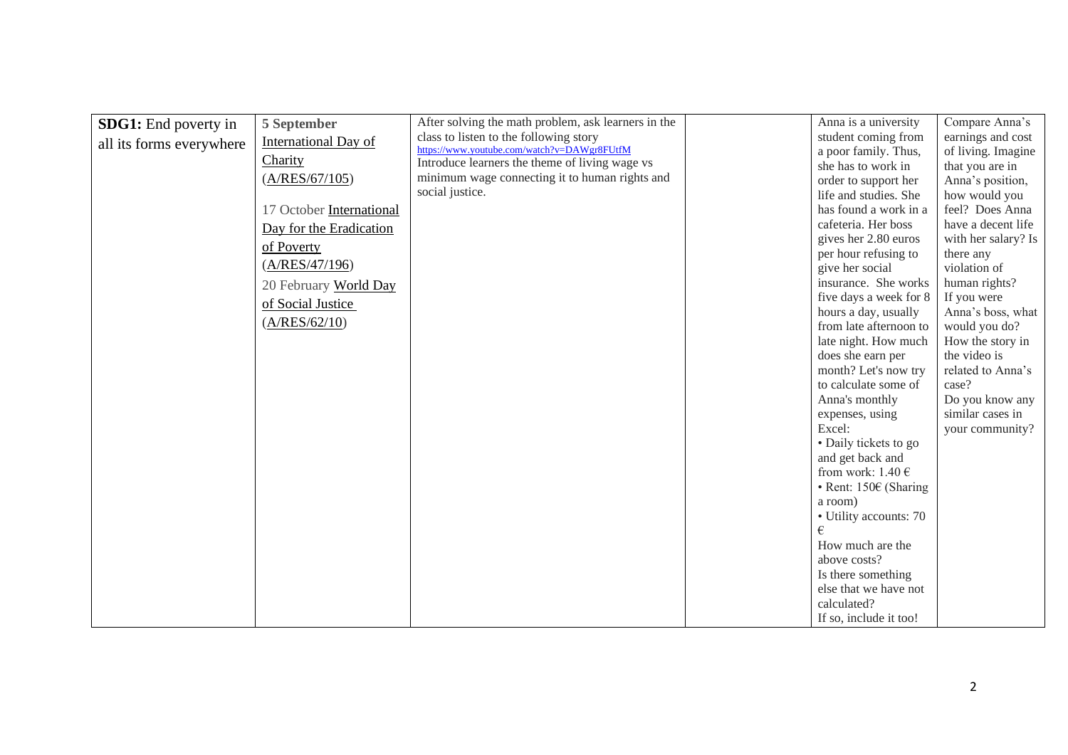| **SDG1:** End poverty in all its forms everywhere | **5 September** International Day of Charity (A/RES/67/105)<br><br>17 October International Day for the Eradication of Poverty (A/RES/47/196)<br>20 February World Day of Social Justice (A/RES/62/10) | After solving the math problem, ask learners in the class to listen to the following story https://www.youtube.com/watch?v=DAWgr8FUtfM<br>Introduce learners the theme of living wage vs minimum wage connecting it to human rights and social justice. | | Anna is a university student coming from a poor family. Thus, she has to work in order to support her life and studies. She has found a work in a cafeteria. Her boss gives her 2.80 euros per hour refusing to give her social insurance. She works five days a week for 8 hours a day, usually from late afternoon to late night. How much does she earn per month? Let's now try to calculate some of Anna's monthly expenses, using Excel:<br>• Daily tickets to go and get back and from work: 1.40 €<br>• Rent: 150€ (Sharing a room)<br>• Utility accounts: 70 €<br>How much are the above costs?<br>Is there something else that we have not calculated?<br>If so, include it too! | Compare Anna's earnings and cost of living. Imagine that you are in Anna's position, how would you feel? Does Anna have a decent life with her salary? Is there any violation of human rights?<br>If you were Anna's boss, what would you do?<br>How the story in the video is related to Anna's case?<br>Do you know any similar cases in your community? |
|---|---|---|---|---|---|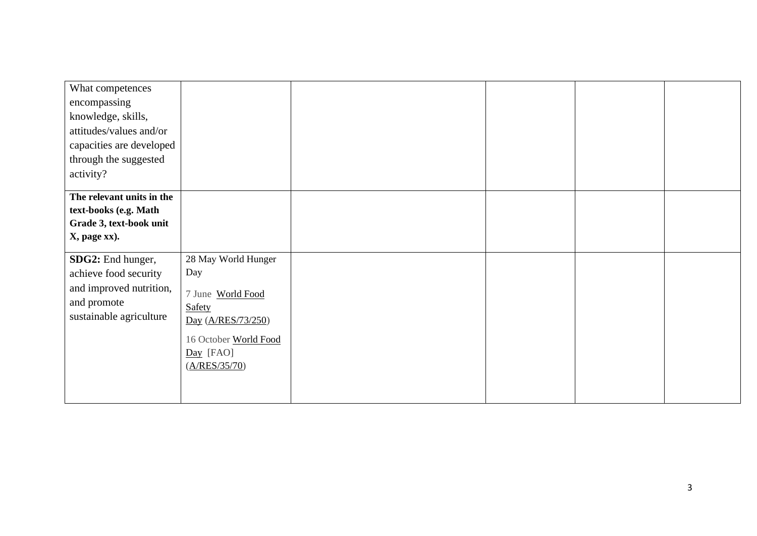| What competences encompassing knowledge, skills, attitudes/values and/or capacities are developed through the suggested activity? | | | | | |
|---|---|---|---|---|---|
| **The relevant units in the text-books (e.g. Math Grade 3, text-book unit X, page xx).** | | | | | |
| **SDG2:** End hunger, achieve food security and improved nutrition, and promote sustainable agriculture | 28 May World Hunger Day<br><br>7 June World Food Safety Day (A/RES/73/250)<br><br>16 October World Food Day [FAO] (A/RES/35/70) | | | | |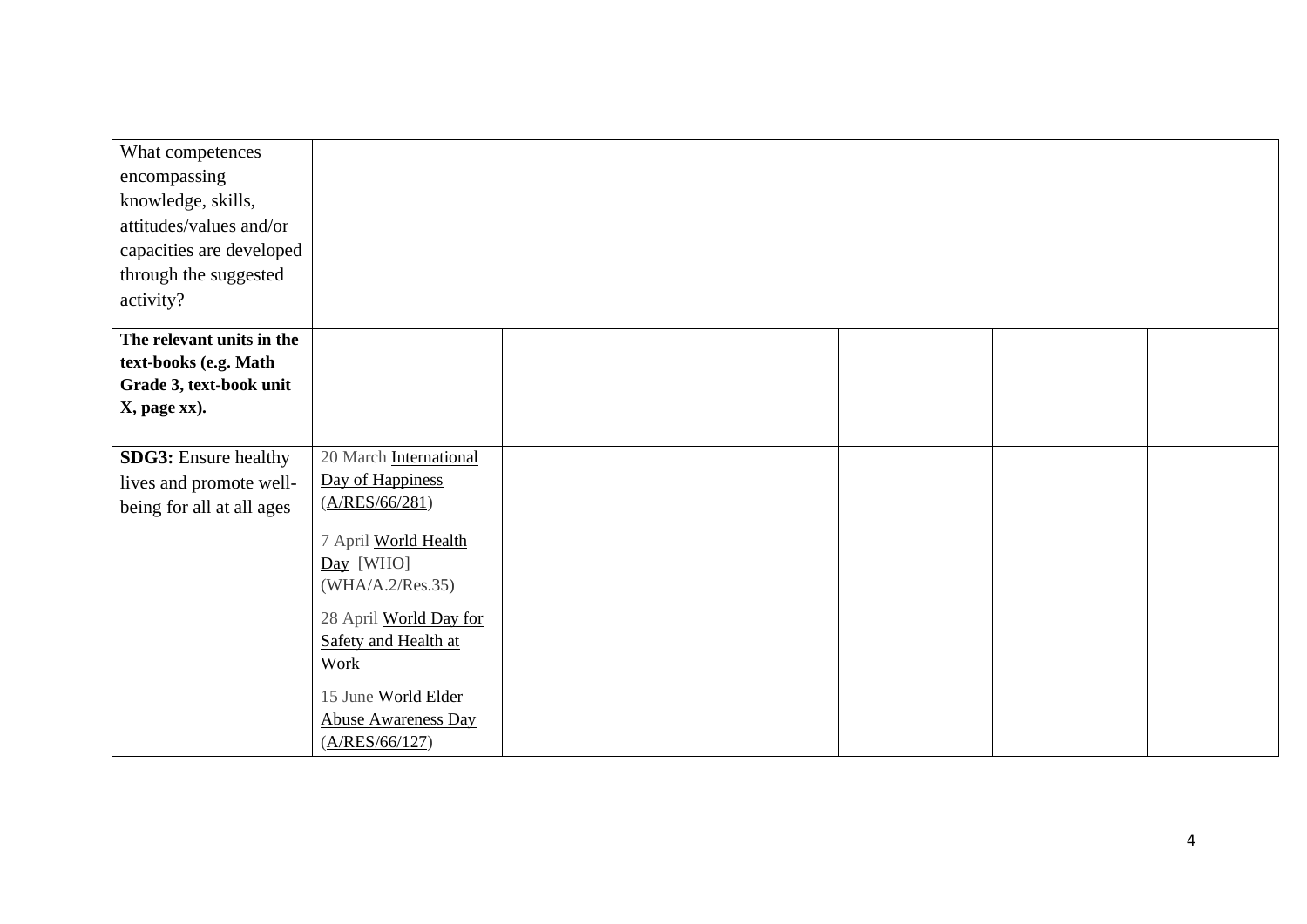| | | | | | |
|---|---|---|---|---|---|
| What competences encompassing knowledge, skills, attitudes/values and/or capacities are developed through the suggested activity? | | | | | |
| **The relevant units in the text-books (e.g. Math Grade 3, text-book unit X, page xx).** | | | | | |
| **SDG3:** Ensure healthy lives and promote well-being for all at all ages | 20 March International Day of Happiness (A/RES/66/281)<br><br>7 April World Health Day [WHO] (WHA/A.2/Res.35)<br><br>28 April World Day for Safety and Health at Work<br><br>15 June World Elder Abuse Awareness Day (A/RES/66/127) | | | | |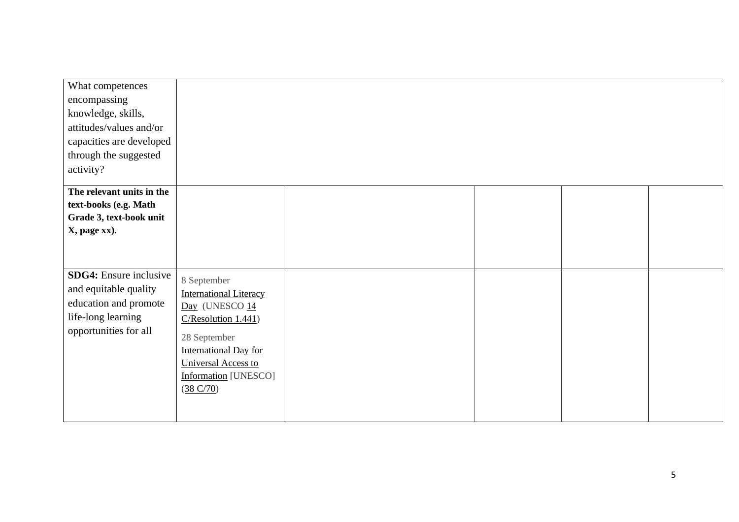| What competences encompassing knowledge, skills, attitudes/values and/or capacities are developed through the suggested activity? | | | | | |
|---|---|---|---|---|---|
| **The relevant units in the text-books (e.g. Math Grade 3, text-book unit X, page xx).** | | | | | |
| **SDG4:** Ensure inclusive and equitable quality education and promote life-long learning opportunities for all | 8 September International Literacy Day (UNESCO 14 C/Resolution 1.441)<br><br>28 September International Day for Universal Access to Information [UNESCO] (38 C/70) | | | | |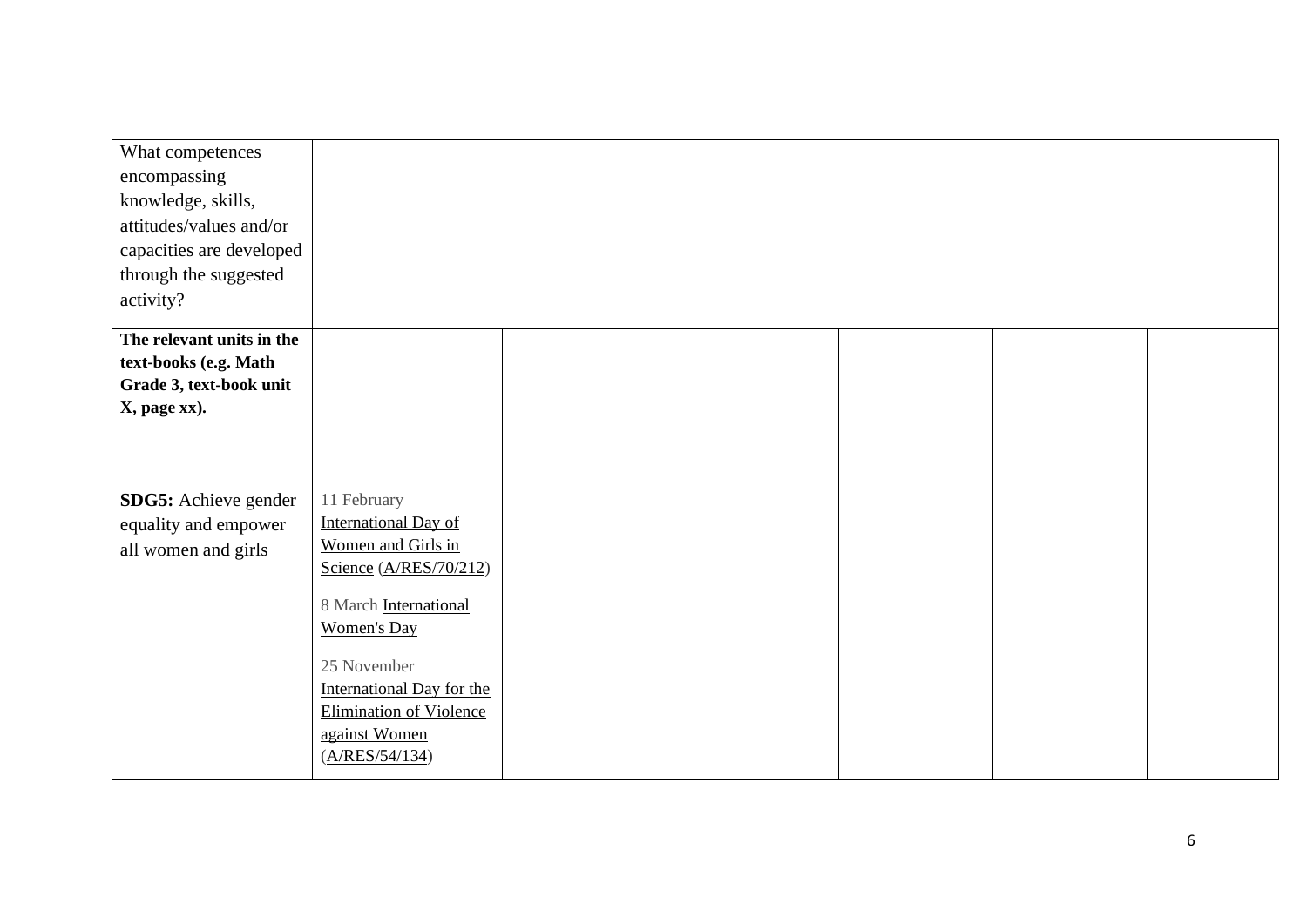| | | | | | |
|---|---|---|---|---|---|
| What competences encompassing knowledge, skills, attitudes/values and/or capacities are developed through the suggested activity? | | | | | |
| **The relevant units in the text-books (e.g. Math Grade 3, text-book unit X, page xx).** | | | | | |
| **SDG5:** Achieve gender equality and empower all women and girls | 11 February International Day of Women and Girls in Science (A/RES/70/212)<br><br>8 March International Women's Day<br><br>25 November International Day for the Elimination of Violence against Women (A/RES/54/134) | | | | |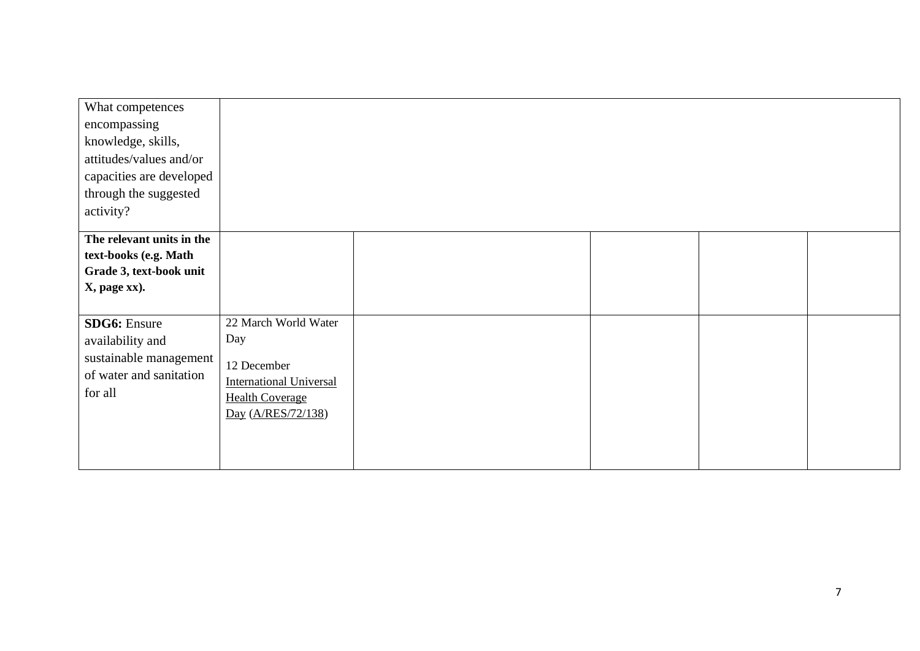| What competences encompassing knowledge, skills, attitudes/values and/or capacities are developed through the suggested activity? | | | | | |
|---|---|---|---|---|---|
| **The relevant units in the text-books (e.g. Math Grade 3, text-book unit X, page xx).** | | | | | |
| **SDG6:** Ensure availability and sustainable management of water and sanitation for all | 22 March World Water Day<br><br>12 December International Universal Health Coverage Day (A/RES/72/138) | | | | |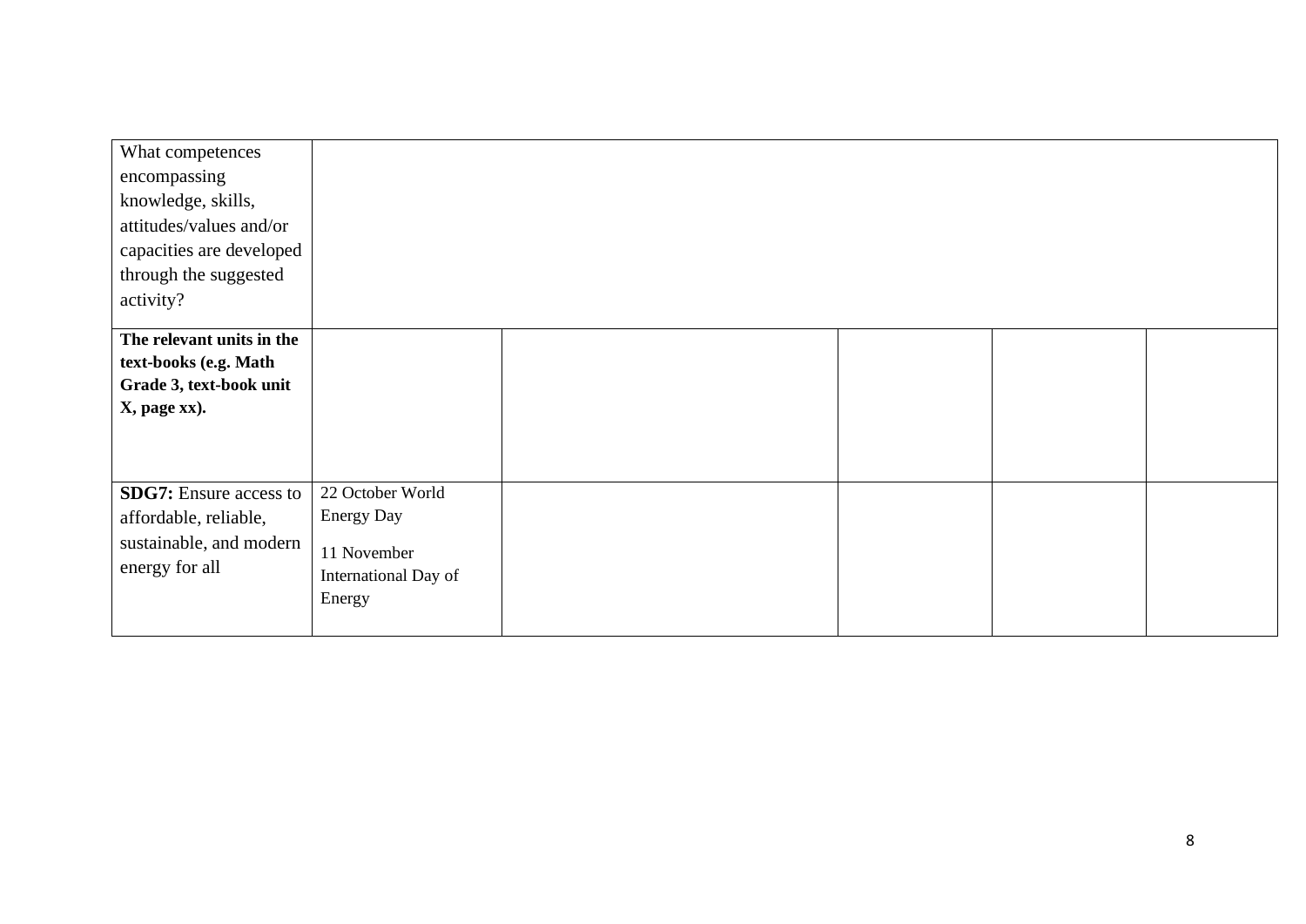| | | | | | |
|---|---|---|---|---|---|
| What competences encompassing knowledge, skills, attitudes/values and/or capacities are developed through the suggested activity? | | | | | |
| **The relevant units in the text-books (e.g. Math Grade 3, text-book unit X, page xx).** | | | | | |
| **SDG7:** Ensure access to affordable, reliable, sustainable, and modern energy for all | 22 October World Energy Day<br><br>11 November International Day of Energy | | | | |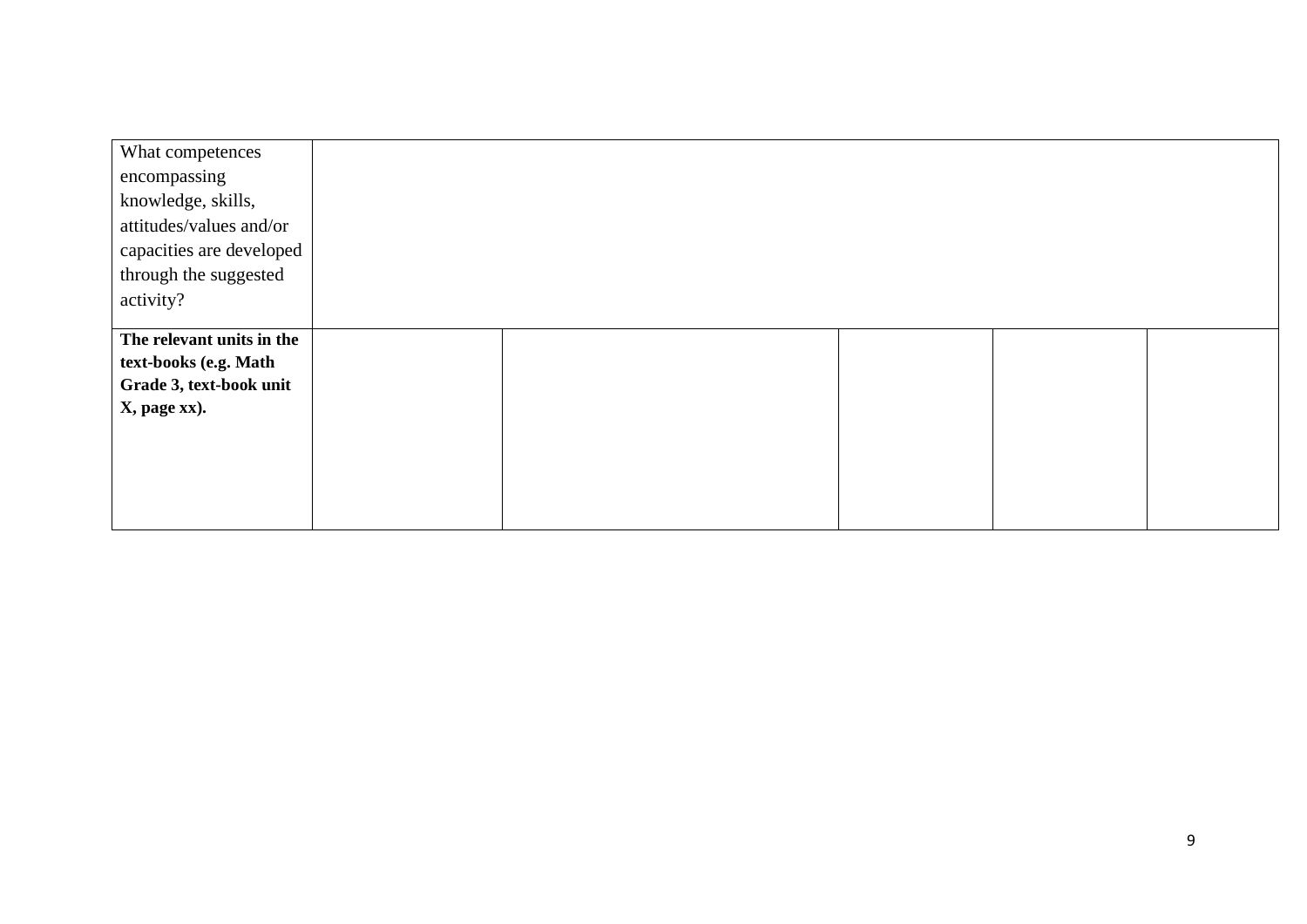| What competences encompassing knowledge, skills, attitudes/values and/or capacities are developed through the suggested activity? | | | | | |
|---|---|---|---|---|---|
| **The relevant units in the text-books (e.g. Math Grade 3, text-book unit X, page xx).** | | | | | |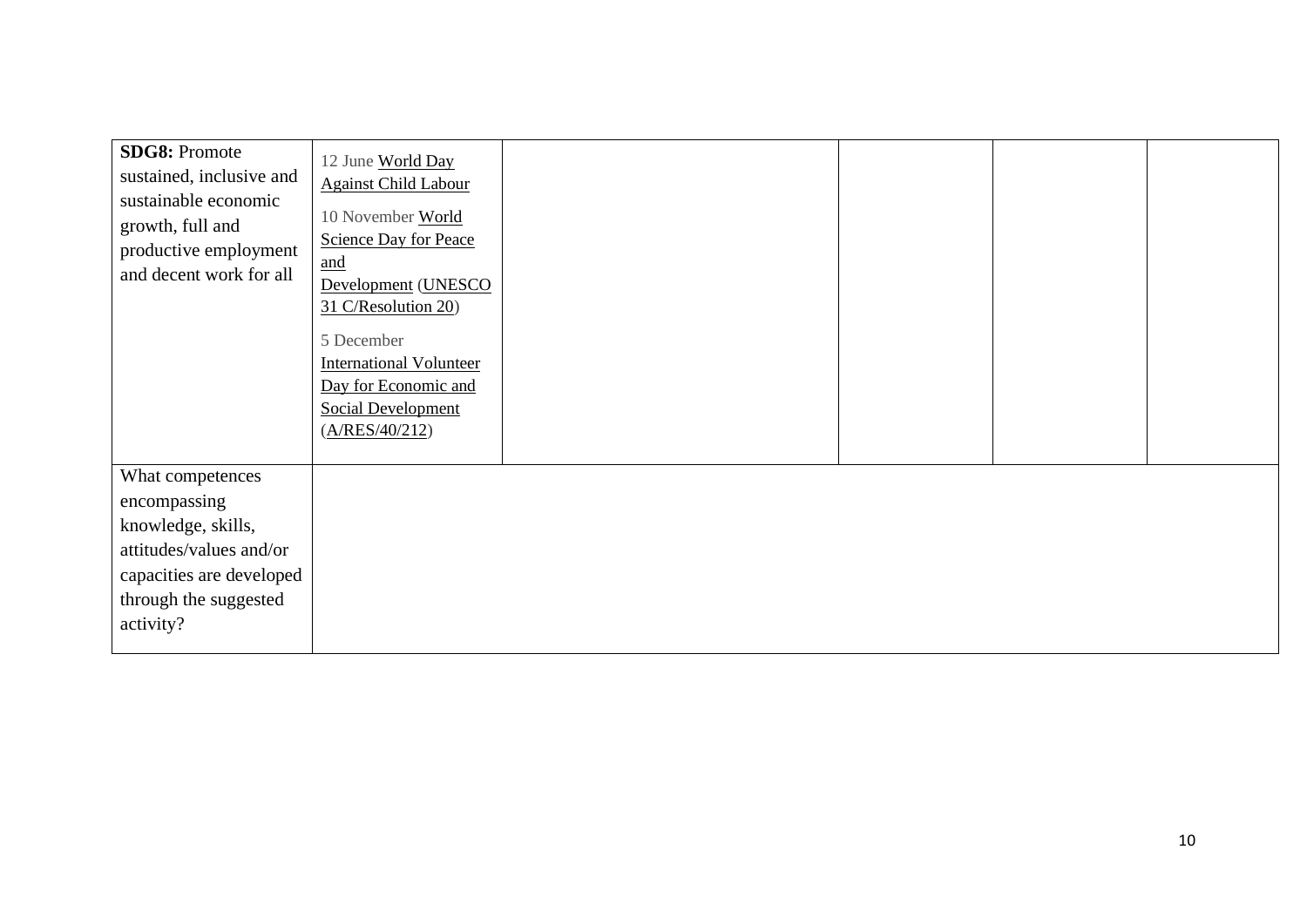| **SDG8:** Promote sustained, inclusive and sustainable economic growth, full and productive employment and decent work for all | 12 June World Day Against Child Labour<br><br>10 November World Science Day for Peace and Development (UNESCO 31 C/Resolution 20)<br><br>5 December International Volunteer Day for Economic and Social Development (A/RES/40/212) | | | | |
|---|---|---|---|---|---|
| What competences encompassing knowledge, skills, attitudes/values and/or capacities are developed through the suggested activity? | | | | | |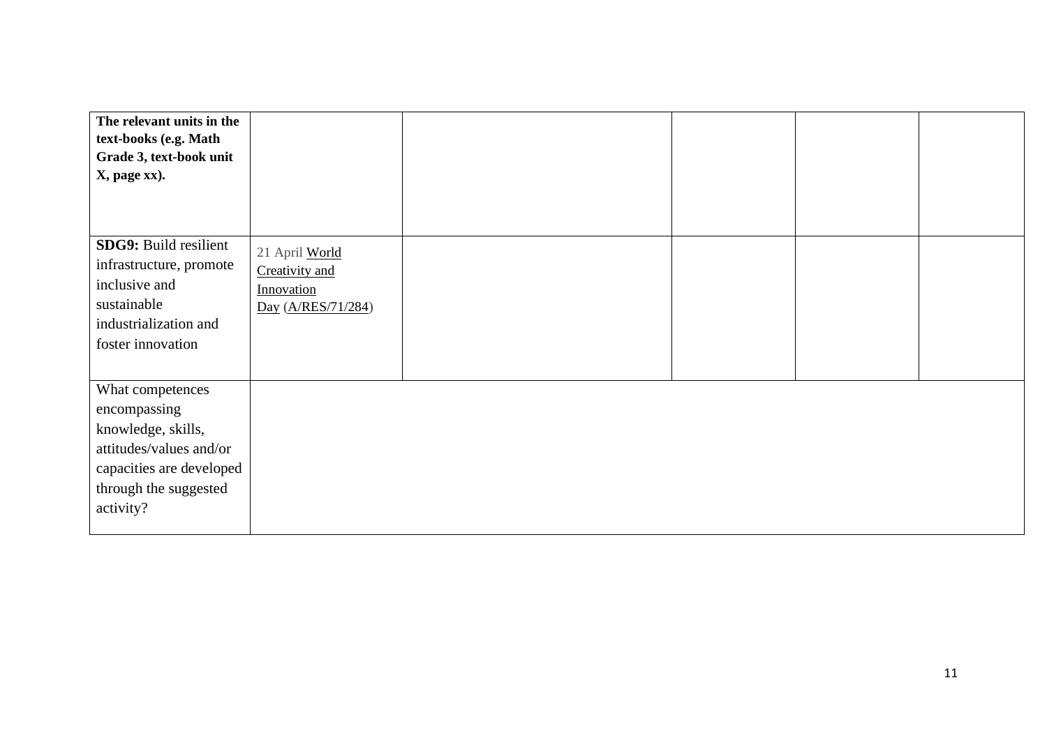| **The relevant units in the text-books (e.g. Math Grade 3, text-book unit X, page xx).** | | | | | |
|---|---|---|---|---|---|
| **SDG9:** Build resilient infrastructure, promote inclusive and sustainable industrialization and foster innovation | 21 April World Creativity and Innovation Day (A/RES/71/284) | | | | |
| What competences encompassing knowledge, skills, attitudes/values and/or capacities are developed through the suggested activity? | | | | | |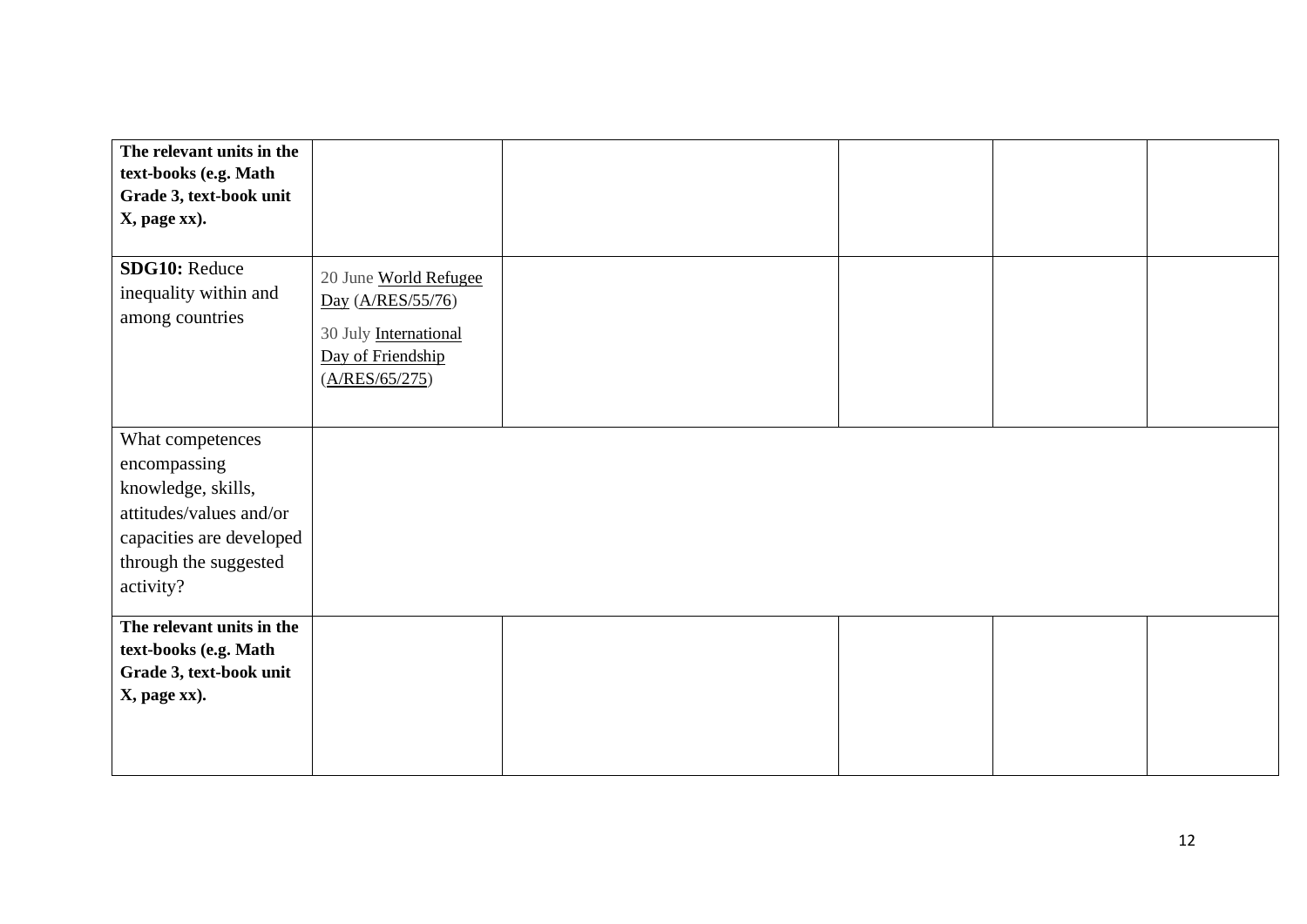| | | | | | |
|---|---|---|---|---|---|
| **The relevant units in the text-books (e.g. Math Grade 3, text-book unit X, page xx).** | | | | | |
| **SDG10:** Reduce inequality within and among countries | 20 June World Refugee Day (A/RES/55/76)<br><br>30 July International Day of Friendship (A/RES/65/275) | | | | |
| What competences encompassing knowledge, skills, attitudes/values and/or capacities are developed through the suggested activity? | | | | | |
| **The relevant units in the text-books (e.g. Math Grade 3, text-book unit X, page xx).** | | | | | |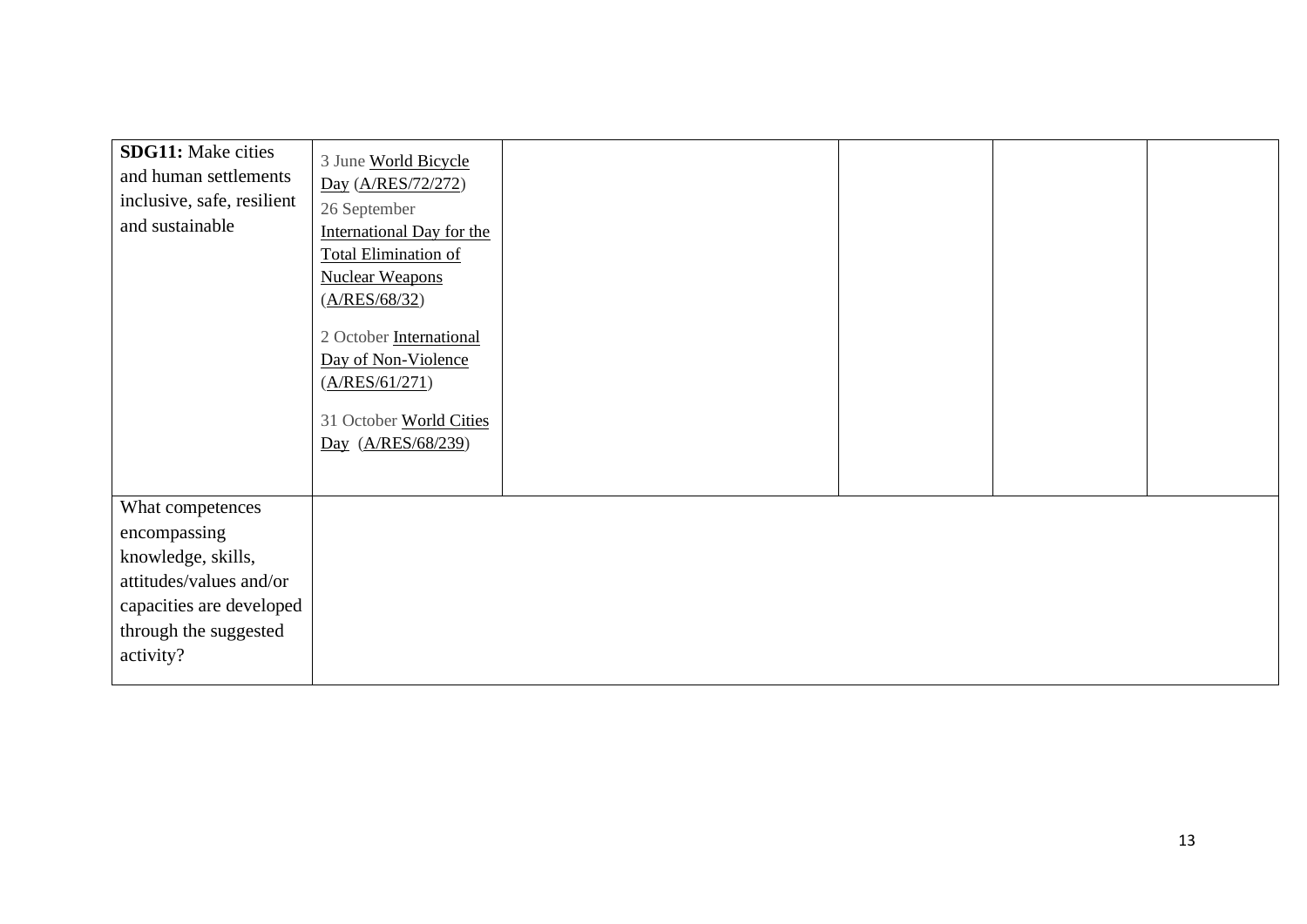| **SDG11:** Make cities and human settlements inclusive, safe, resilient and sustainable | 3 June World Bicycle Day (A/RES/72/272)<br>26 September International Day for the Total Elimination of Nuclear Weapons (A/RES/68/32)<br><br>2 October International Day of Non-Violence (A/RES/61/271)<br><br>31 October World Cities Day (A/RES/68/239) | | | | |
|---|---|---|---|---|---|
| What competences encompassing knowledge, skills, attitudes/values and/or capacities are developed through the suggested activity? | | | | | |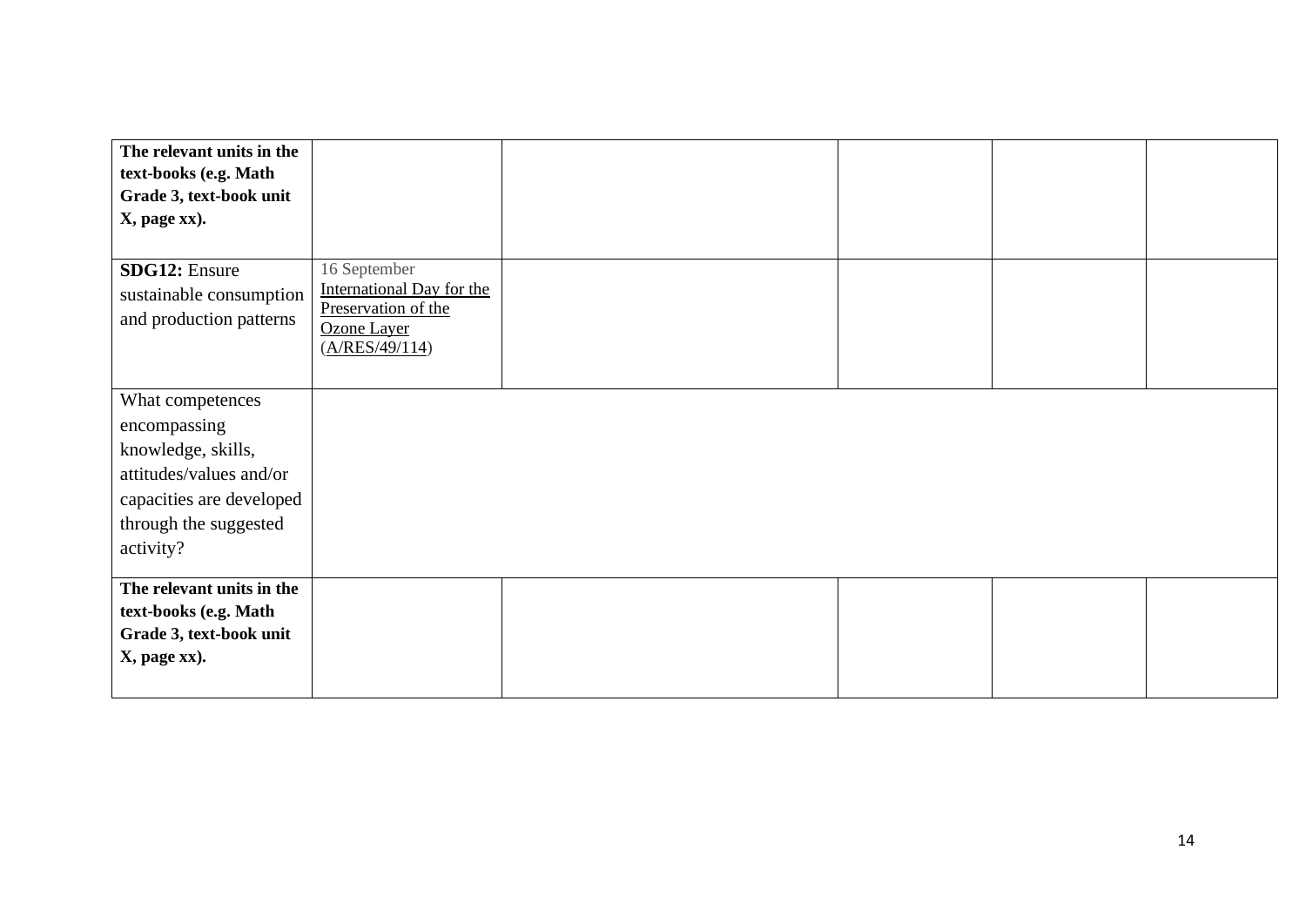| **The relevant units in the text-books (e.g. Math Grade 3, text-book unit X, page xx).** | | | | | |
|---|---|---|---|---|---|
| **SDG12:** Ensure sustainable consumption and production patterns | 16 September International Day for the Preservation of the Ozone Layer (A/RES/49/114) | | | | |
| What competences encompassing knowledge, skills, attitudes/values and/or capacities are developed through the suggested activity? | | | | | |
| **The relevant units in the text-books (e.g. Math Grade 3, text-book unit X, page xx).** | | | | | |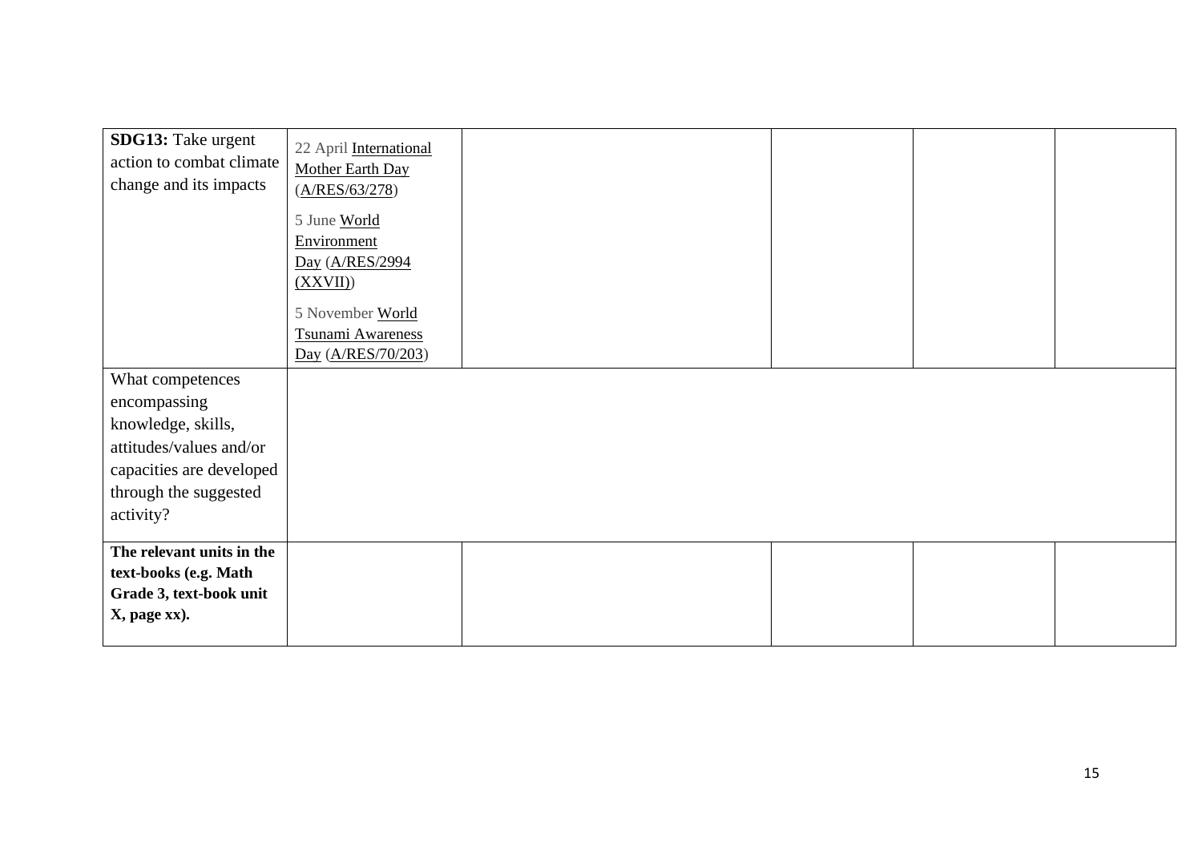| **SDG13:** Take urgent action to combat climate change and its impacts | 22 April International Mother Earth Day (A/RES/63/278)<br><br>5 June World Environment Day (A/RES/2994 (XXVII))<br><br>5 November World Tsunami Awareness Day (A/RES/70/203) | | | | |
|---|---|---|---|---|---|
| What competences encompassing knowledge, skills, attitudes/values and/or capacities are developed through the suggested activity? | | | | | |
| **The relevant units in the text-books (e.g. Math Grade 3, text-book unit X, page xx).** | | | | | |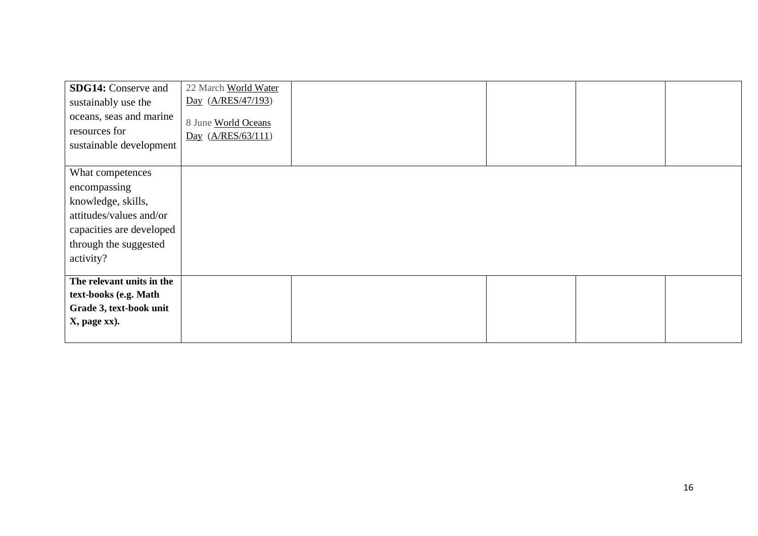| **SDG14:** Conserve and sustainably use the oceans, seas and marine resources for sustainable development | 22 March World Water Day (A/RES/47/193)<br><br>8 June World Oceans Day (A/RES/63/111) | | | | |
|---|---|---|---|---|---|
| What competences encompassing knowledge, skills, attitudes/values and/or capacities are developed through the suggested activity? | | | | | |
| **The relevant units in the text-books (e.g. Math Grade 3, text-book unit X, page xx).** | | | | | |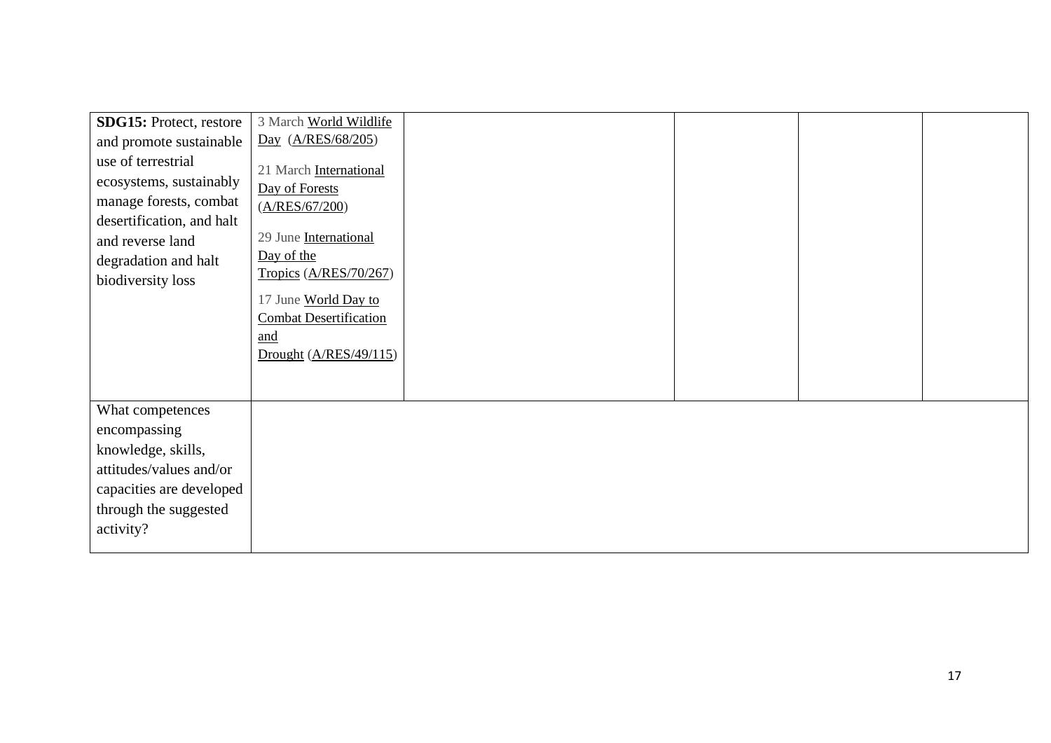| **SDG15:** Protect, restore and promote sustainable use of terrestrial ecosystems, sustainably manage forests, combat desertification, and halt and reverse land degradation and halt biodiversity loss | 3 March World Wildlife Day (A/RES/68/205)<br><br>21 March International Day of Forests (A/RES/67/200)<br><br>29 June International Day of the Tropics (A/RES/70/267)<br><br>17 June World Day to Combat Desertification and Drought (A/RES/49/115) | | | | |
|---|---|---|---|---|---|
| What competences encompassing knowledge, skills, attitudes/values and/or capacities are developed through the suggested activity? | | | | | |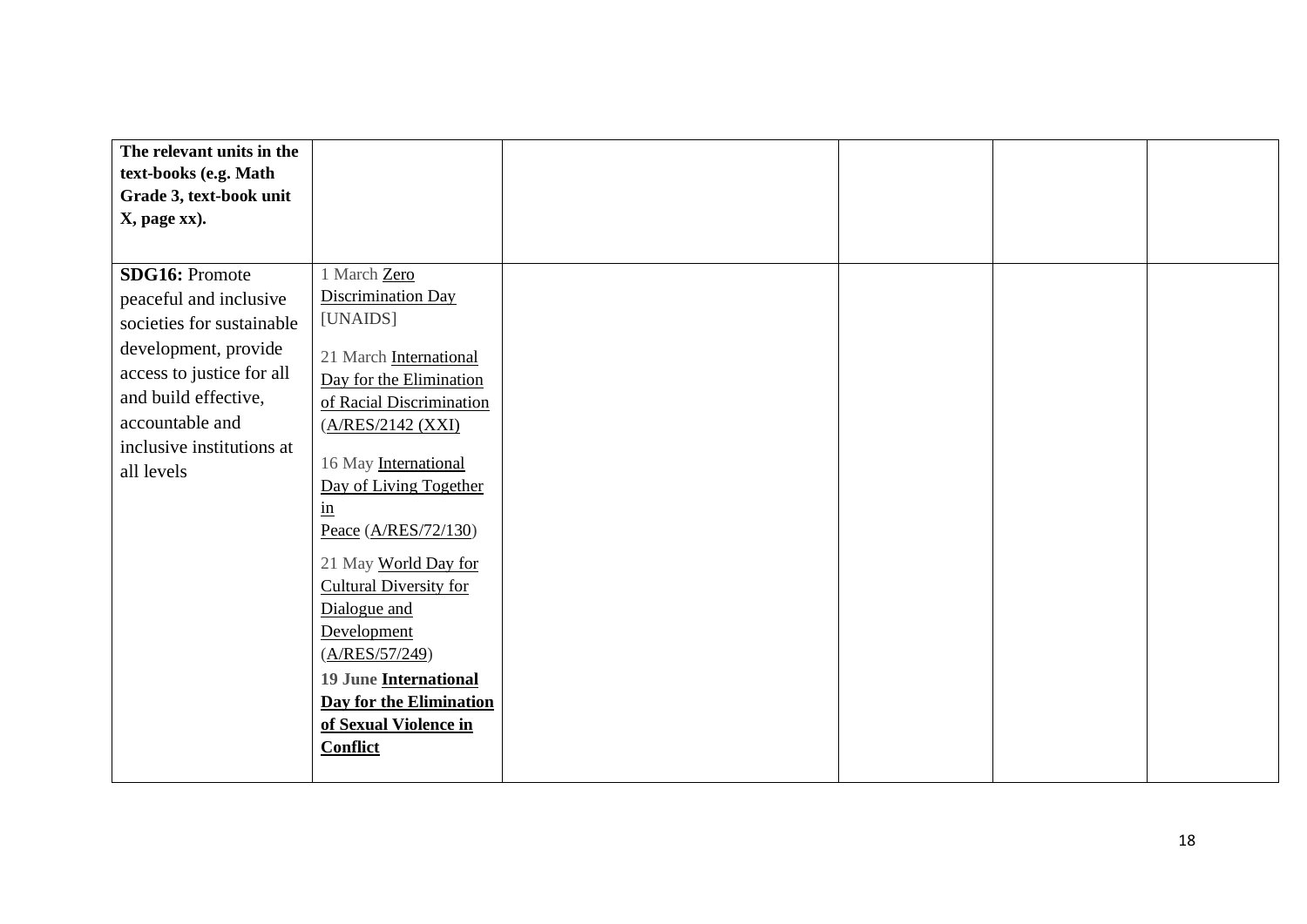| **The relevant units in the text-books (e.g. Math Grade 3, text-book unit X, page xx).** | | | | | |
|---|---|---|---|---|---|
| **SDG16:** Promote peaceful and inclusive societies for sustainable development, provide access to justice for all and build effective, accountable and inclusive institutions at all levels | 1 March Zero Discrimination Day [UNAIDS]<br><br>21 March International Day for the Elimination of Racial Discrimination (A/RES/2142 (XXI)<br><br>16 May International Day of Living Together in Peace (A/RES/72/130)<br><br>21 May World Day for Cultural Diversity for Dialogue and Development (A/RES/57/249)<br><br>**19 June International Day for the Elimination of Sexual Violence in Conflict** | | | | |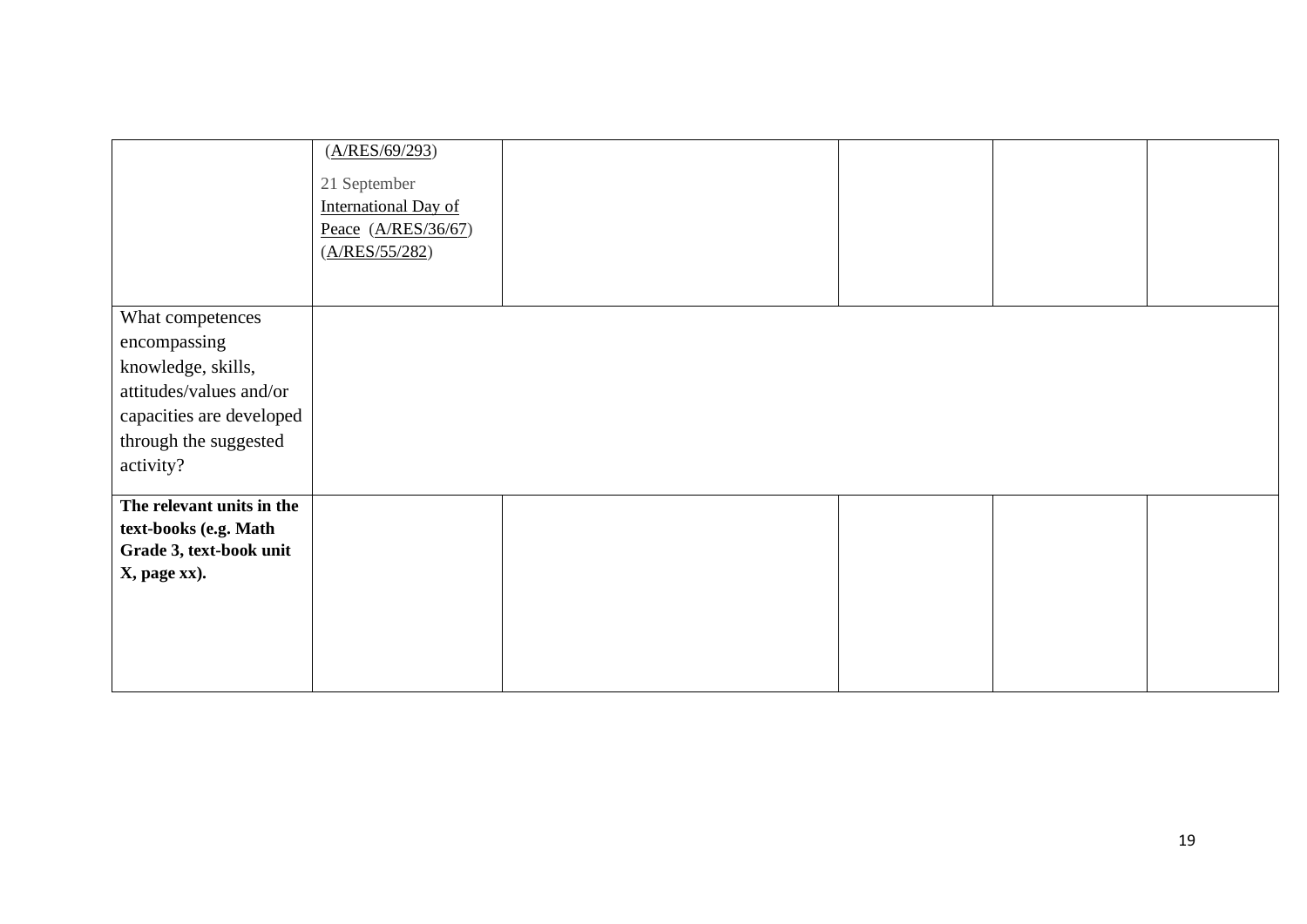| | | | | | |
|---|---|---|---|---|---|
| | (A/RES/69/293)<br><br>21 September International Day of Peace (A/RES/36/67) (A/RES/55/282) | | | | |
| What competences encompassing knowledge, skills, attitudes/values and/or capacities are developed through the suggested activity? | | | | | |
| **The relevant units in the text-books (e.g. Math Grade 3, text-book unit X, page xx).** | | | | | |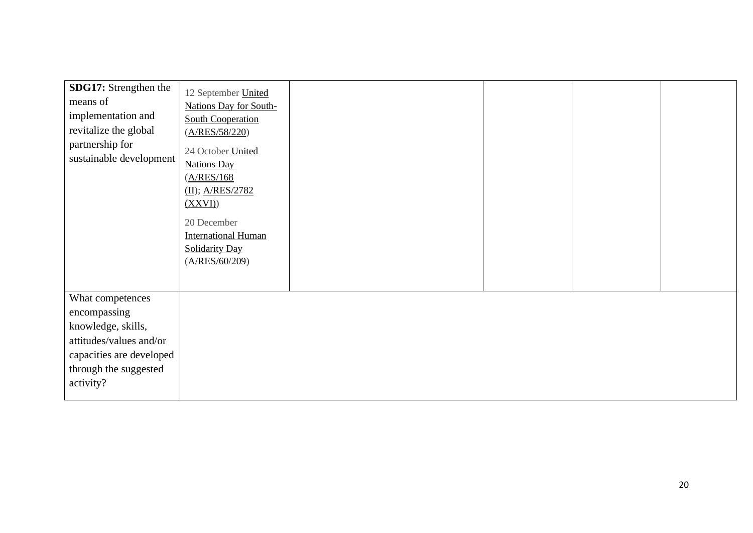| | | | | | |
|---|---|---|---|---|---|
| **SDG17:** Strengthen the means of implementation and revitalize the global partnership for sustainable development | 12 September United Nations Day for South-South Cooperation (A/RES/58/220)<br><br>24 October United Nations Day (A/RES/168 (II); A/RES/2782 (XXVI))<br><br>20 December International Human Solidarity Day (A/RES/60/209) | | | | |
| What competences encompassing knowledge, skills, attitudes/values and/or capacities are developed through the suggested activity? | | | | | |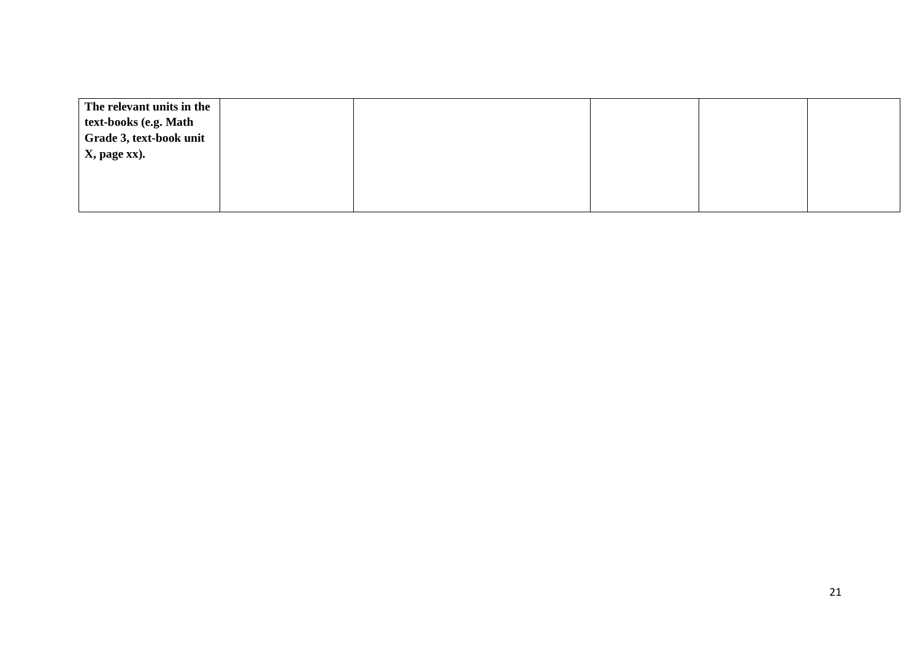| | | | | | |
|---|---|---|---|---|---|
| **The relevant units in the text-books (e.g. Math Grade 3, text-book unit X, page xx).** | | | | | |